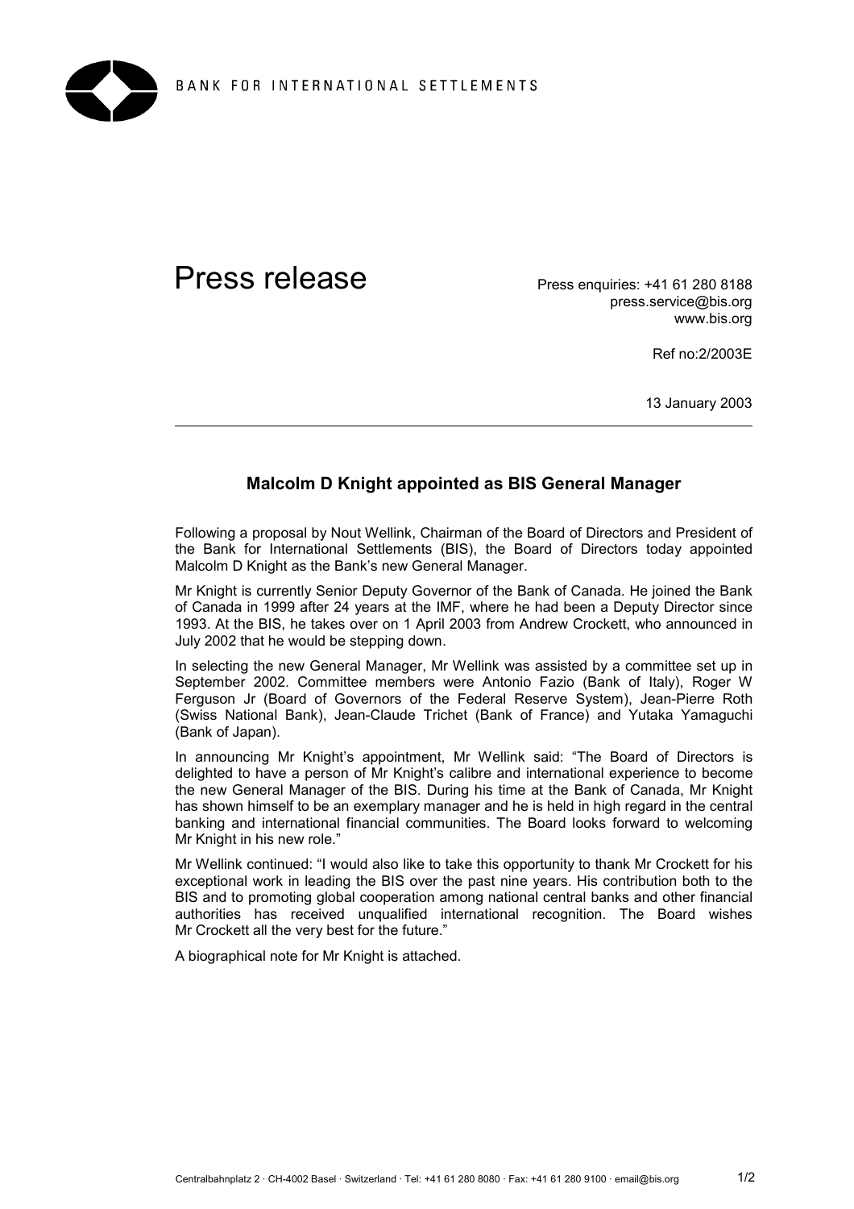BANK FOR INTERNATIONAL SETTLEMENTS

# Press release

Press enquiries: +41 61 280 8188
press.service@bis.org
www.bis.org

Ref no:2/2003E

13 January 2003

---

## Malcolm D Knight appointed as BIS General Manager

Following a proposal by Nout Wellink, Chairman of the Board of Directors and President of the Bank for International Settlements (BIS), the Board of Directors today appointed Malcolm D Knight as the Bank's new General Manager.

Mr Knight is currently Senior Deputy Governor of the Bank of Canada. He joined the Bank of Canada in 1999 after 24 years at the IMF, where he had been a Deputy Director since 1993. At the BIS, he takes over on 1 April 2003 from Andrew Crockett, who announced in July 2002 that he would be stepping down.

In selecting the new General Manager, Mr Wellink was assisted by a committee set up in September 2002. Committee members were Antonio Fazio (Bank of Italy), Roger W Ferguson Jr (Board of Governors of the Federal Reserve System), Jean-Pierre Roth (Swiss National Bank), Jean-Claude Trichet (Bank of France) and Yutaka Yamaguchi (Bank of Japan).

In announcing Mr Knight's appointment, Mr Wellink said: "The Board of Directors is delighted to have a person of Mr Knight's calibre and international experience to become the new General Manager of the BIS. During his time at the Bank of Canada, Mr Knight has shown himself to be an exemplary manager and he is held in high regard in the central banking and international financial communities. The Board looks forward to welcoming Mr Knight in his new role."

Mr Wellink continued: "I would also like to take this opportunity to thank Mr Crockett for his exceptional work in leading the BIS over the past nine years. His contribution both to the BIS and to promoting global cooperation among national central banks and other financial authorities has received unqualified international recognition. The Board wishes Mr Crockett all the very best for the future."

A biographical note for Mr Knight is attached.

Centralbahnplatz 2 · CH-4002 Basel · Switzerland · Tel: +41 61 280 8080 · Fax: +41 61 280 9100 · email@bis.org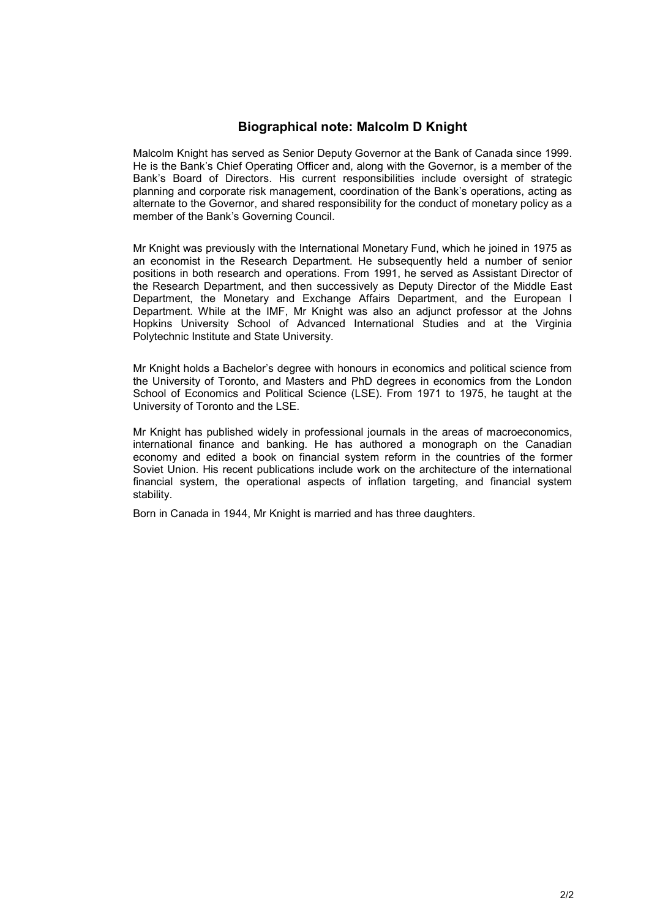## Biographical note: Malcolm D Knight

Malcolm Knight has served as Senior Deputy Governor at the Bank of Canada since 1999. He is the Bank's Chief Operating Officer and, along with the Governor, is a member of the Bank's Board of Directors. His current responsibilities include oversight of strategic planning and corporate risk management, coordination of the Bank's operations, acting as alternate to the Governor, and shared responsibility for the conduct of monetary policy as a member of the Bank's Governing Council.

Mr Knight was previously with the International Monetary Fund, which he joined in 1975 as an economist in the Research Department. He subsequently held a number of senior positions in both research and operations. From 1991, he served as Assistant Director of the Research Department, and then successively as Deputy Director of the Middle East Department, the Monetary and Exchange Affairs Department, and the European I Department. While at the IMF, Mr Knight was also an adjunct professor at the Johns Hopkins University School of Advanced International Studies and at the Virginia Polytechnic Institute and State University.

Mr Knight holds a Bachelor's degree with honours in economics and political science from the University of Toronto, and Masters and PhD degrees in economics from the London School of Economics and Political Science (LSE). From 1971 to 1975, he taught at the University of Toronto and the LSE.

Mr Knight has published widely in professional journals in the areas of macroeconomics, international finance and banking. He has authored a monograph on the Canadian economy and edited a book on financial system reform in the countries of the former Soviet Union. His recent publications include work on the architecture of the international financial system, the operational aspects of inflation targeting, and financial system stability.

Born in Canada in 1944, Mr Knight is married and has three daughters.